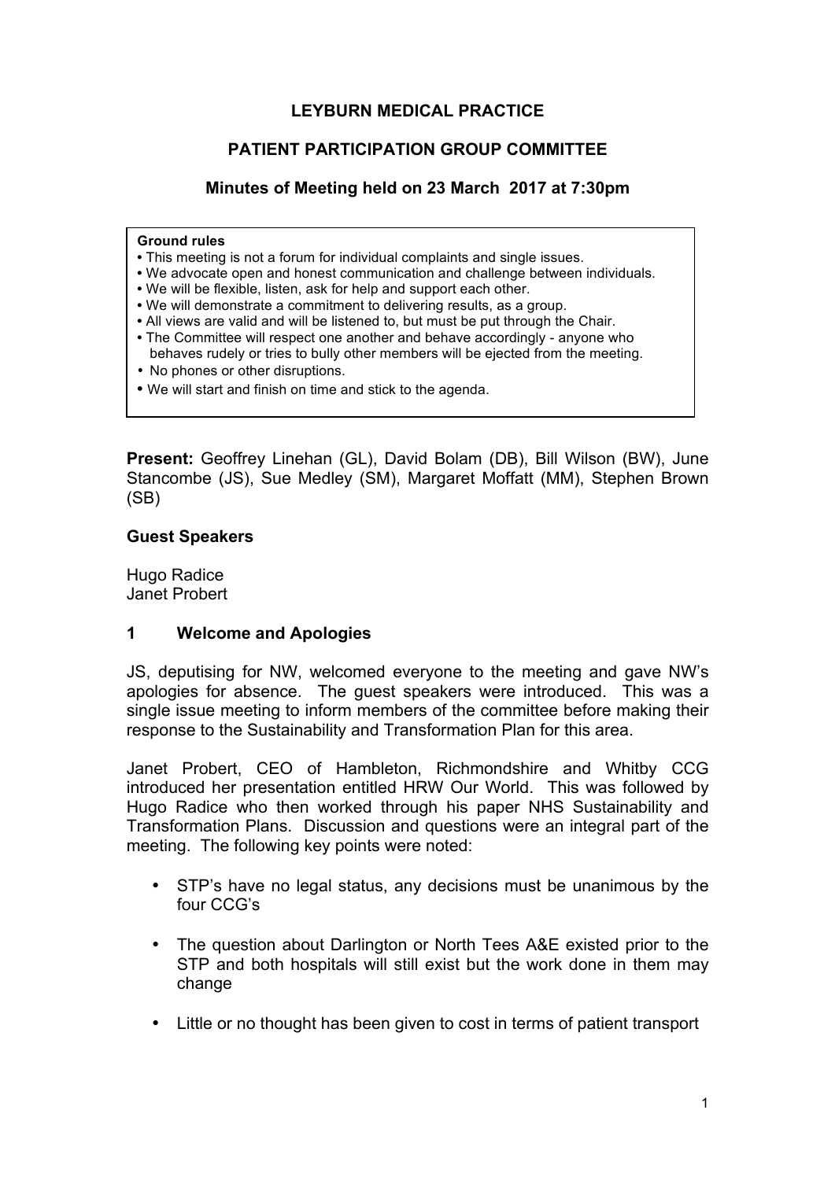# LEYBURN MEDICAL PRACTICE

## PATIENT PARTICIPATION GROUP COMMITTEE

### Minutes of Meeting held on 23 March 2017 at 7:30pm

**Ground rules**

- This meeting is not a forum for individual complaints and single issues.
- We advocate open and honest communication and challenge between individuals.
- We will be flexible, listen, ask for help and support each other.
- We will demonstrate a commitment to delivering results, as a group.
- All views are valid and will be listened to, but must be put through the Chair.
- The Committee will respect one another and behave accordingly - anyone who behaves rudely or tries to bully other members will be ejected from the meeting.
- No phones or other disruptions.
- We will start and finish on time and stick to the agenda.

**Present:** Geoffrey Linehan (GL), David Bolam (DB), Bill Wilson (BW), June Stancombe (JS), Sue Medley (SM), Margaret Moffatt (MM), Stephen Brown (SB)

**Guest Speakers**

Hugo Radice
Janet Probert

**1 Welcome and Apologies**

JS, deputising for NW, welcomed everyone to the meeting and gave NW's apologies for absence. The guest speakers were introduced. This was a single issue meeting to inform members of the committee before making their response to the Sustainability and Transformation Plan for this area.

Janet Probert, CEO of Hambleton, Richmondshire and Whitby CCG introduced her presentation entitled HRW Our World. This was followed by Hugo Radice who then worked through his paper NHS Sustainability and Transformation Plans. Discussion and questions were an integral part of the meeting. The following key points were noted:

- STP's have no legal status, any decisions must be unanimous by the four CCG's
- The question about Darlington or North Tees A&E existed prior to the STP and both hospitals will still exist but the work done in them may change
- Little or no thought has been given to cost in terms of patient transport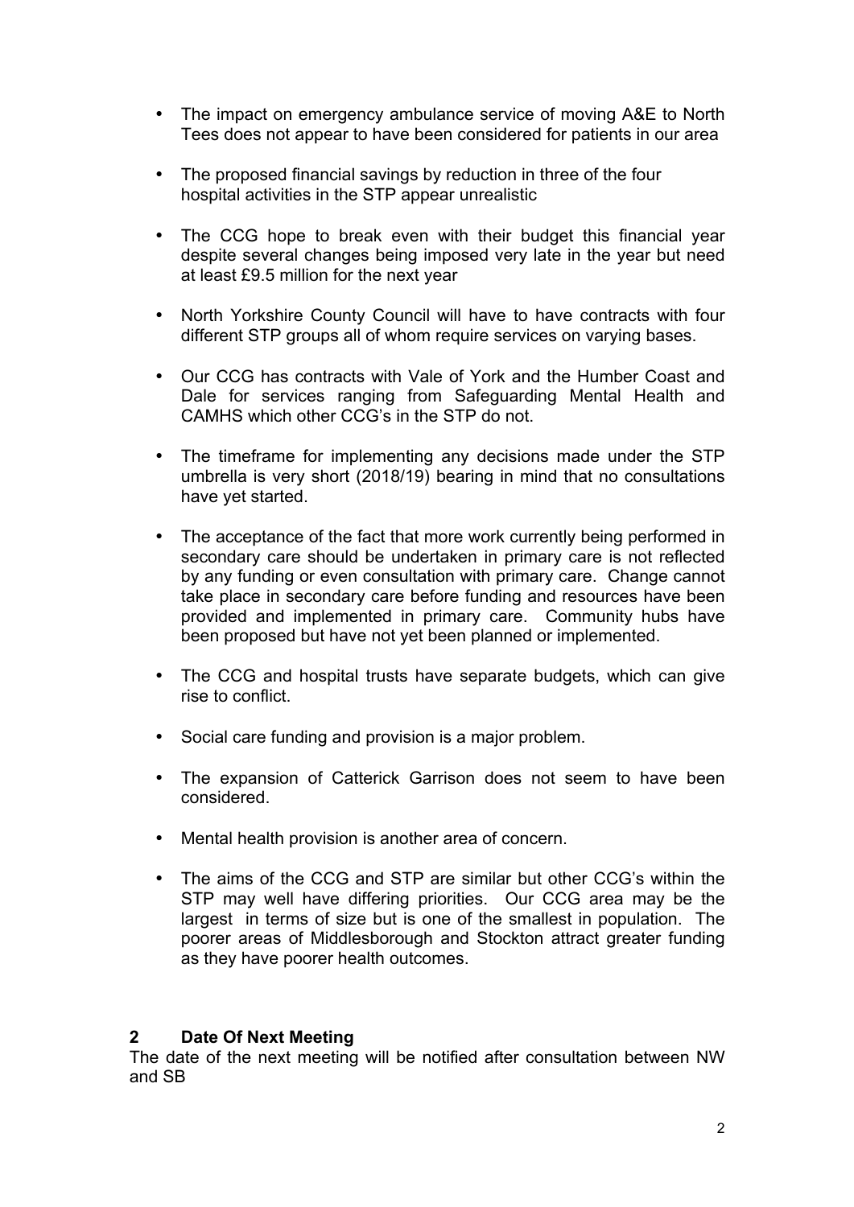- The impact on emergency ambulance service of moving A&E to North Tees does not appear to have been considered for patients in our area

- The proposed financial savings by reduction in three of the four hospital activities in the STP appear unrealistic

- The CCG hope to break even with their budget this financial year despite several changes being imposed very late in the year but need at least £9.5 million for the next year

- North Yorkshire County Council will have to have contracts with four different STP groups all of whom require services on varying bases.

- Our CCG has contracts with Vale of York and the Humber Coast and Dale for services ranging from Safeguarding Mental Health and CAMHS which other CCG's in the STP do not.

- The timeframe for implementing any decisions made under the STP umbrella is very short (2018/19) bearing in mind that no consultations have yet started.

- The acceptance of the fact that more work currently being performed in secondary care should be undertaken in primary care is not reflected by any funding or even consultation with primary care. Change cannot take place in secondary care before funding and resources have been provided and implemented in primary care. Community hubs have been proposed but have not yet been planned or implemented.

- The CCG and hospital trusts have separate budgets, which can give rise to conflict.

- Social care funding and provision is a major problem.

- The expansion of Catterick Garrison does not seem to have been considered.

- Mental health provision is another area of concern.

- The aims of the CCG and STP are similar but other CCG's within the STP may well have differing priorities. Our CCG area may be the largest in terms of size but is one of the smallest in population. The poorer areas of Middlesborough and Stockton attract greater funding as they have poorer health outcomes.

## 2 Date Of Next Meeting

The date of the next meeting will be notified after consultation between NW and SB